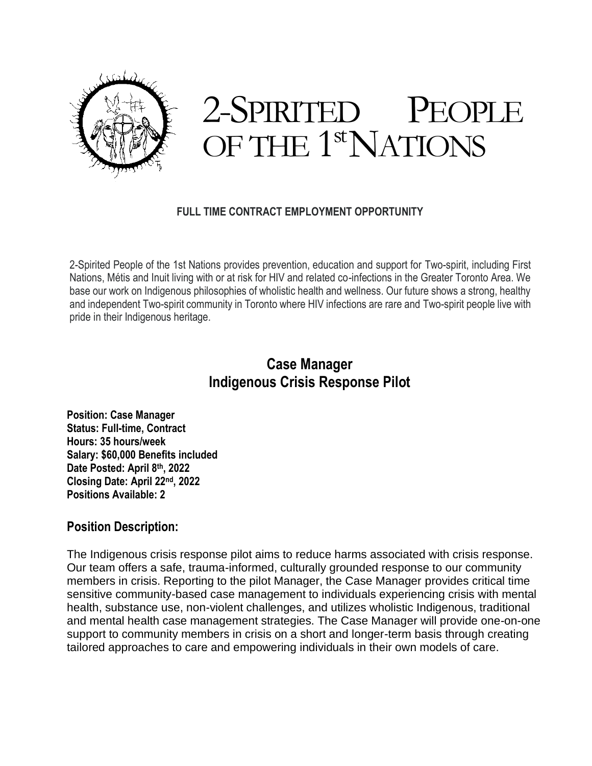# 2-Spirited People of the 1st Nations

**FULL TIME CONTRACT EMPLOYMENT OPPORTUNITY**

2-Spirited People of the 1st Nations provides prevention, education and support for Two-spirit, including First Nations, Métis and Inuit living with or at risk for HIV and related co-infections in the Greater Toronto Area. We base our work on Indigenous philosophies of wholistic health and wellness. Our future shows a strong, healthy and independent Two-spirit community in Toronto where HIV infections are rare and Two-spirit people live with pride in their Indigenous heritage.

## Case Manager
## Indigenous Crisis Response Pilot

**Position: Case Manager**
**Status: Full-time, Contract**
**Hours: 35 hours/week**
**Salary: $60,000 Benefits included**
**Date Posted: April 8th, 2022**
**Closing Date: April 22nd, 2022**
**Positions Available: 2**

### Position Description:

The Indigenous crisis response pilot aims to reduce harms associated with crisis response. Our team offers a safe, trauma-informed, culturally grounded response to our community members in crisis. Reporting to the pilot Manager, the Case Manager provides critical time sensitive community-based case management to individuals experiencing crisis with mental health, substance use, non-violent challenges, and utilizes wholistic Indigenous, traditional and mental health case management strategies. The Case Manager will provide one-on-one support to community members in crisis on a short and longer-term basis through creating tailored approaches to care and empowering individuals in their own models of care.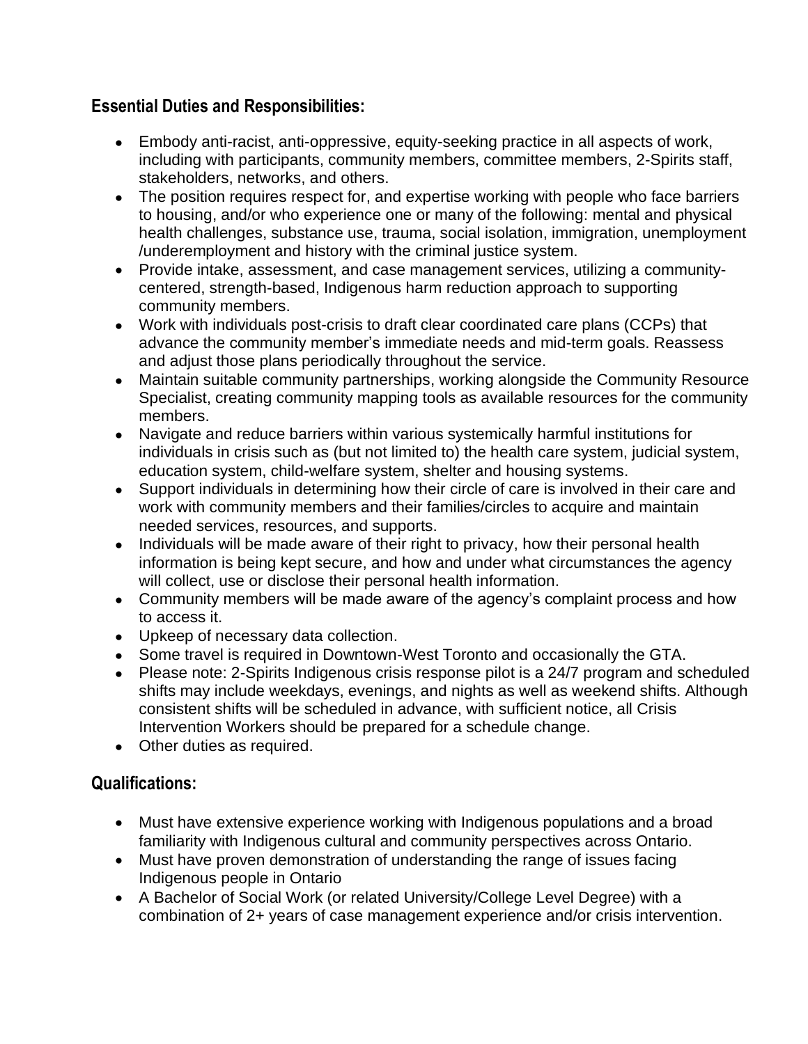## Essential Duties and Responsibilities:

- Embody anti-racist, anti-oppressive, equity-seeking practice in all aspects of work, including with participants, community members, committee members, 2-Spirits staff, stakeholders, networks, and others.
- The position requires respect for, and expertise working with people who face barriers to housing, and/or who experience one or many of the following: mental and physical health challenges, substance use, trauma, social isolation, immigration, unemployment /underemployment and history with the criminal justice system.
- Provide intake, assessment, and case management services, utilizing a community-centered, strength-based, Indigenous harm reduction approach to supporting community members.
- Work with individuals post-crisis to draft clear coordinated care plans (CCPs) that advance the community member's immediate needs and mid-term goals. Reassess and adjust those plans periodically throughout the service.
- Maintain suitable community partnerships, working alongside the Community Resource Specialist, creating community mapping tools as available resources for the community members.
- Navigate and reduce barriers within various systemically harmful institutions for individuals in crisis such as (but not limited to) the health care system, judicial system, education system, child-welfare system, shelter and housing systems.
- Support individuals in determining how their circle of care is involved in their care and work with community members and their families/circles to acquire and maintain needed services, resources, and supports.
- Individuals will be made aware of their right to privacy, how their personal health information is being kept secure, and how and under what circumstances the agency will collect, use or disclose their personal health information.
- Community members will be made aware of the agency's complaint process and how to access it.
- Upkeep of necessary data collection.
- Some travel is required in Downtown-West Toronto and occasionally the GTA.
- Please note: 2-Spirits Indigenous crisis response pilot is a 24/7 program and scheduled shifts may include weekdays, evenings, and nights as well as weekend shifts. Although consistent shifts will be scheduled in advance, with sufficient notice, all Crisis Intervention Workers should be prepared for a schedule change.
- Other duties as required.

## Qualifications:

- Must have extensive experience working with Indigenous populations and a broad familiarity with Indigenous cultural and community perspectives across Ontario.
- Must have proven demonstration of understanding the range of issues facing Indigenous people in Ontario
- A Bachelor of Social Work (or related University/College Level Degree) with a combination of 2+ years of case management experience and/or crisis intervention.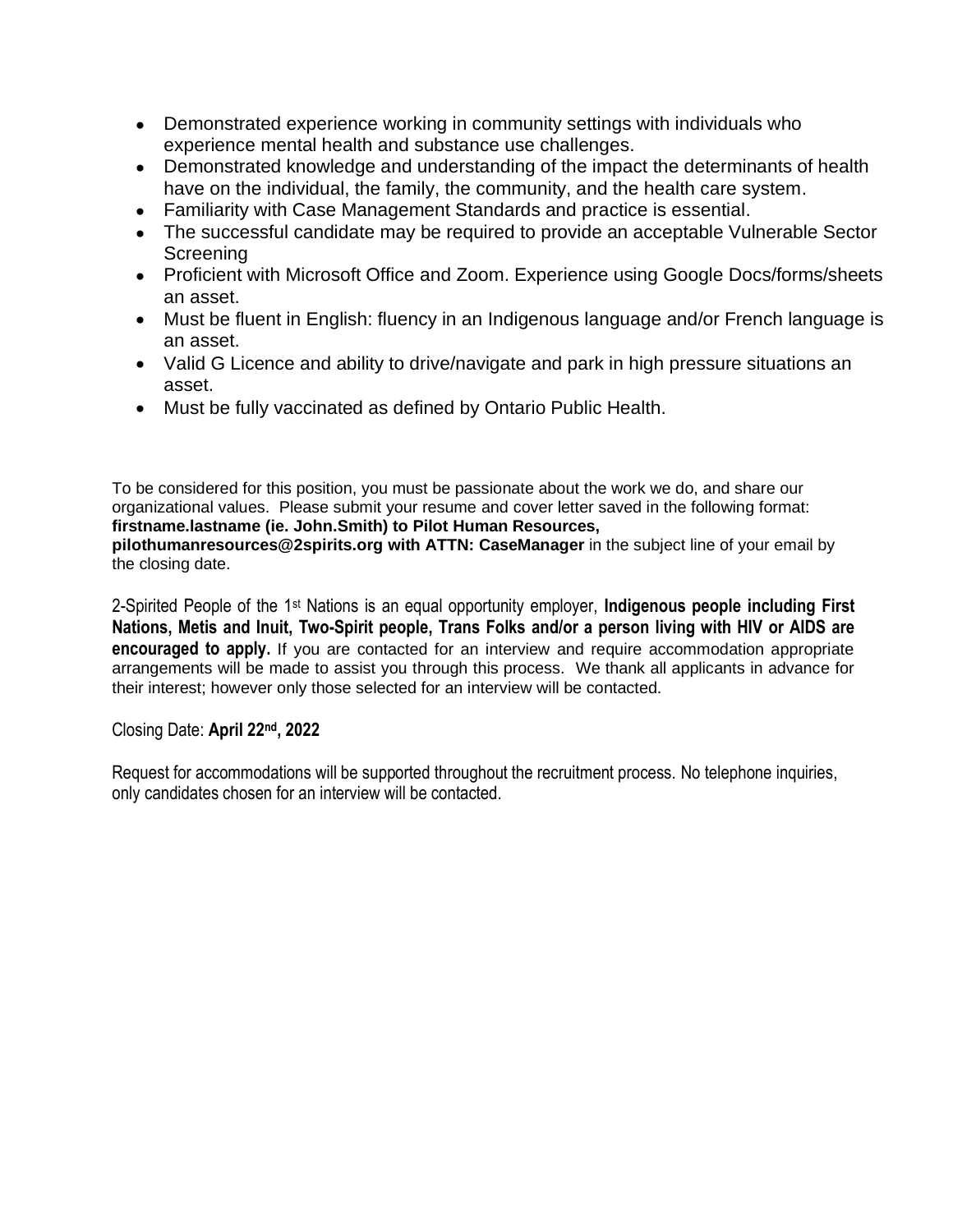- Demonstrated experience working in community settings with individuals who experience mental health and substance use challenges.
- Demonstrated knowledge and understanding of the impact the determinants of health have on the individual, the family, the community, and the health care system.
- Familiarity with Case Management Standards and practice is essential.
- The successful candidate may be required to provide an acceptable Vulnerable Sector Screening
- Proficient with Microsoft Office and Zoom. Experience using Google Docs/forms/sheets an asset.
- Must be fluent in English: fluency in an Indigenous language and/or French language is an asset.
- Valid G Licence and ability to drive/navigate and park in high pressure situations an asset.
- Must be fully vaccinated as defined by Ontario Public Health.

To be considered for this position, you must be passionate about the work we do, and share our organizational values. Please submit your resume and cover letter saved in the following format: **firstname.lastname (ie. John.Smith) to Pilot Human Resources, pilothumanresources@2spirits.org with ATTN: CaseManager** in the subject line of your email by the closing date.

2-Spirited People of the 1st Nations is an equal opportunity employer, **Indigenous people including First Nations, Metis and Inuit, Two-Spirit people, Trans Folks and/or a person living with HIV or AIDS are encouraged to apply.** If you are contacted for an interview and require accommodation appropriate arrangements will be made to assist you through this process. We thank all applicants in advance for their interest; however only those selected for an interview will be contacted.

Closing Date: **April 22nd, 2022**

Request for accommodations will be supported throughout the recruitment process. No telephone inquiries, only candidates chosen for an interview will be contacted.